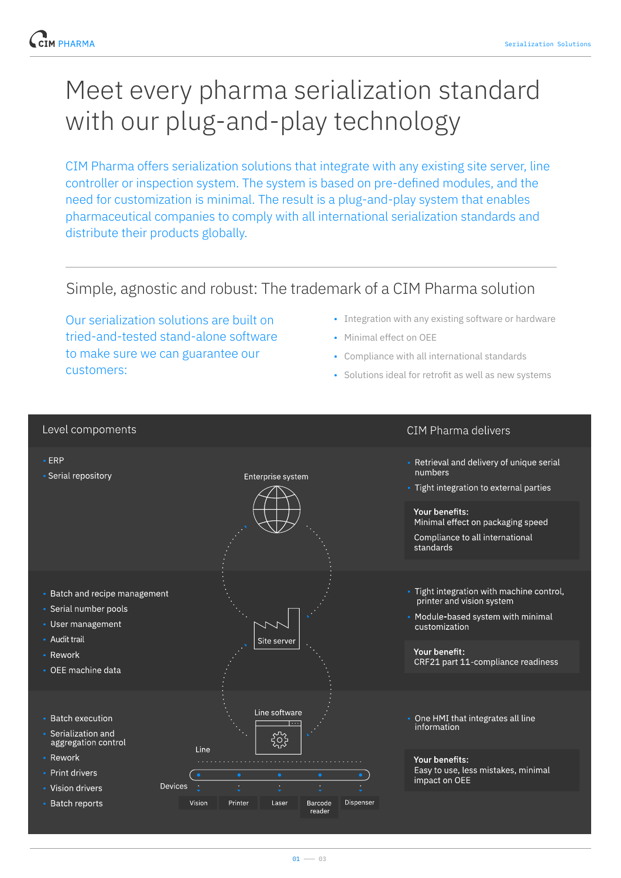# Meet every pharma serialization standard with our plug-and-play technology

CIM Pharma offers serialization solutions that integrate with any existing site server, line controller or inspection system. The system is based on pre-defined modules, and the need for customization is minimal. The result is a plug-and-play system that enables pharmaceutical companies to comply with all international serialization standards and distribute their products globally.

## Simple, agnostic and robust: The trademark of a CIM Pharma solution

Our serialization solutions are built on tried-and-tested stand-alone software to make sure we can guarantee our customers:

- Integration with any existing software or hardware
- Minimal effect on OEE
- Compliance with all international standards
- Solutions ideal for retrofit as well as new systems

### Level compopments

**Enterprise system**

- ERP
- Serial repository

**Site server**

- Batch and recipe management
- Serial number pools
- User management
- Audit trail
- Rework
- OEE machine data

**Line software**

- Batch execution
- Serialization and aggregation control
- Rework
- Print drivers
- Vision drivers
- Batch reports

Line

Devices: Vision, Printer, Laser, Barcode reader, Dispenser

### CIM Pharma delivers

**Enterprise system**

- Retrieval and delivery of unique serial numbers
- Tight integration to external parties

**Your benefits:**
Minimal effect on packaging speed
Compliance to all international standards

**Site server**

- Tight integration with machine control, printer and vision system
- Module-based system with minimal customization

**Your benefit:**
CRF21 part 11-compliance readiness

**Line software**

- One HMI that integrates all line information

**Your benefits:**
Easy to use, less mistakes, minimal impact on OEE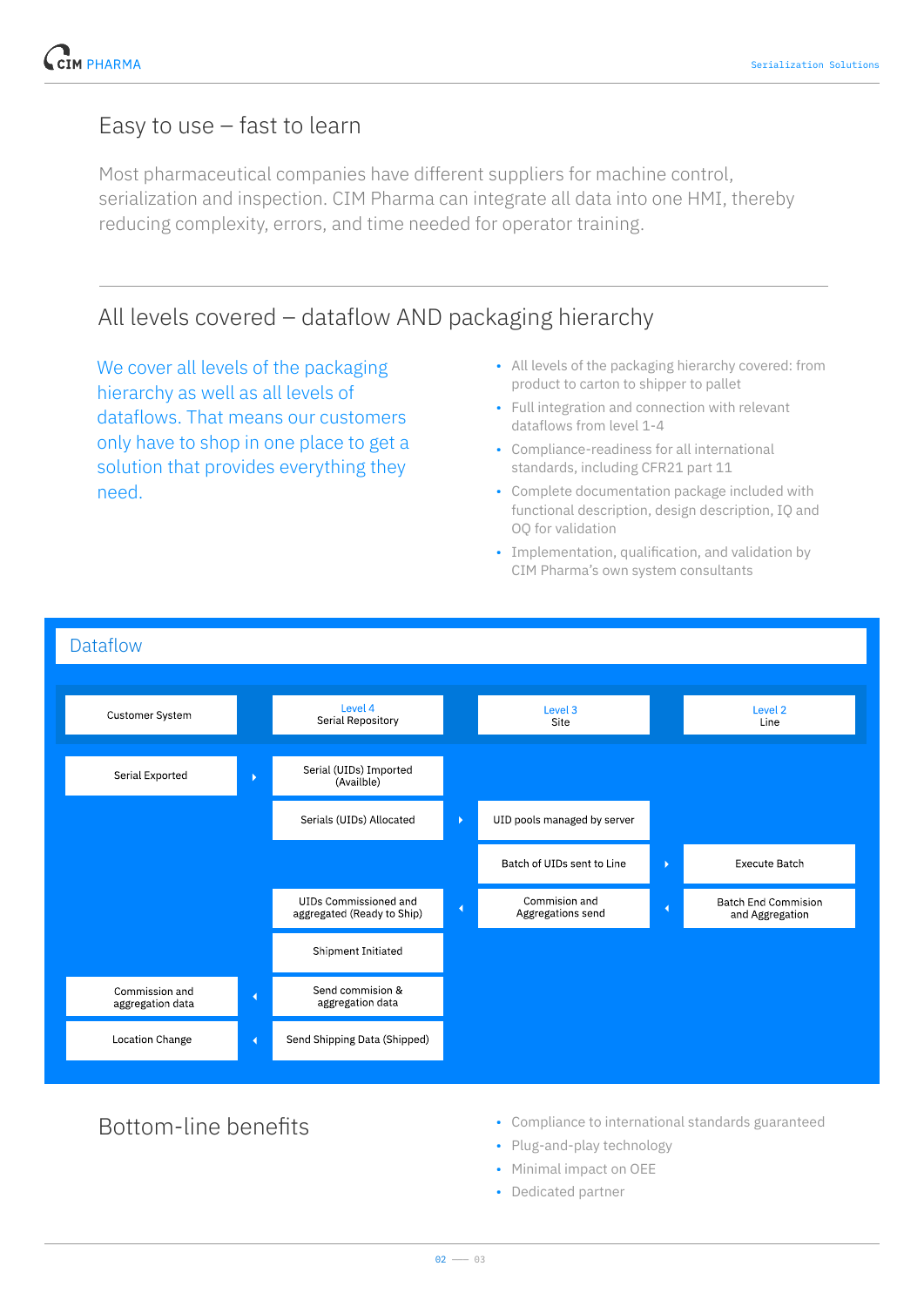## Easy to use – fast to learn

Most pharmaceutical companies have different suppliers for machine control, serialization and inspection. CIM Pharma can integrate all data into one HMI, thereby reducing complexity, errors, and time needed for operator training.

## All levels covered – dataflow AND packaging hierarchy

We cover all levels of the packaging hierarchy as well as all levels of dataflows. That means our customers only have to shop in one place to get a solution that provides everything they need.

- All levels of the packaging hierarchy covered: from product to carton to shipper to pallet
- Full integration and connection with relevant dataflows from level 1-4
- Compliance-readiness for all international standards, including CFR21 part 11
- Complete documentation package included with functional description, design description, IQ and OQ for validation
- Implementation, qualification, and validation by CIM Pharma's own system consultants

### Dataflow

| Customer System | | Level 4 Serial Repository | | Level 3 Site | | Level 2 Line |
|---|---|---|---|---|---|---|
| Serial Exported | → | Serial (UIDs) Imported (Availble) | | | | |
| | | Serials (UIDs) Allocated | → | UID pools managed by server | | |
| | | | | Batch of UIDs sent to Line | → | Execute Batch |
| | | UIDs Commissioned and aggregated (Ready to Ship) | ← | Commision and Aggregations send | ← | Batch End Commision and Aggregation |
| | | Shipment Initiated | | | | |
| Commission and aggregation data | ← | Send commision & aggregation data | | | | |
| Location Change | ← | Send Shipping Data (Shipped) | | | | |

## Bottom-line benefits

- Compliance to international standards guaranteed
- Plug-and-play technology
- Minimal impact on OEE
- Dedicated partner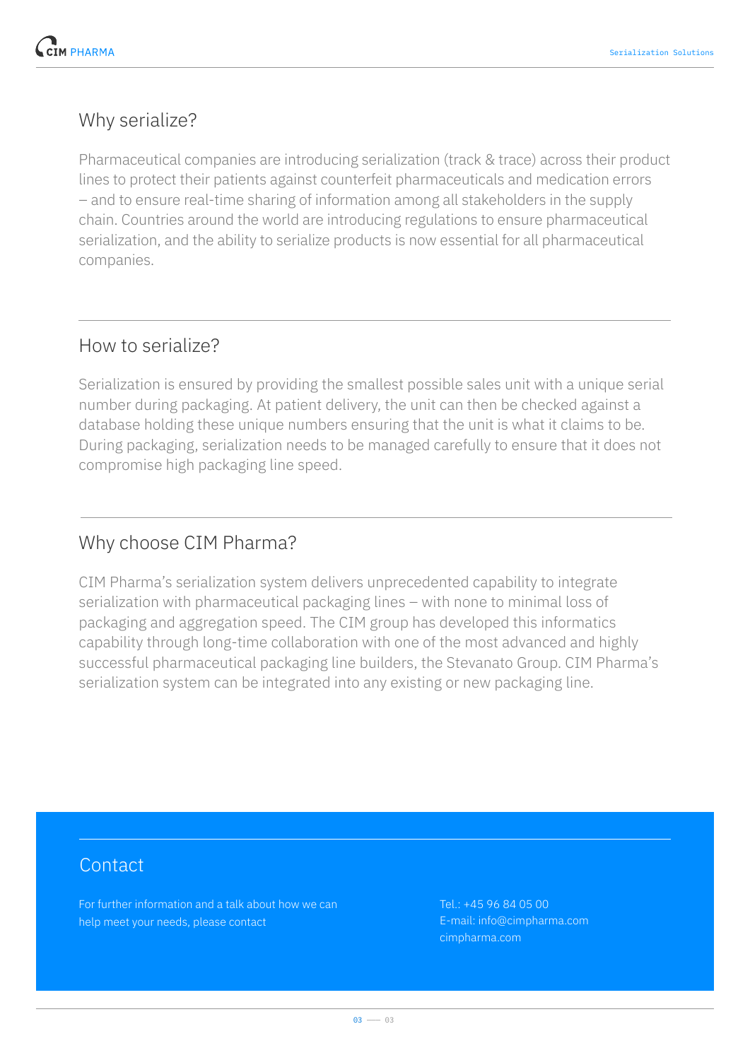## Why serialize?

Pharmaceutical companies are introducing serialization (track & trace) across their product lines to protect their patients against counterfeit pharmaceuticals and medication errors – and to ensure real-time sharing of information among all stakeholders in the supply chain. Countries around the world are introducing regulations to ensure pharmaceutical serialization, and the ability to serialize products is now essential for all pharmaceutical companies.

## How to serialize?

Serialization is ensured by providing the smallest possible sales unit with a unique serial number during packaging. At patient delivery, the unit can then be checked against a database holding these unique numbers ensuring that the unit is what it claims to be. During packaging, serialization needs to be managed carefully to ensure that it does not compromise high packaging line speed.

## Why choose CIM Pharma?

CIM Pharma's serialization system delivers unprecedented capability to integrate serialization with pharmaceutical packaging lines – with none to minimal loss of packaging and aggregation speed. The CIM group has developed this informatics capability through long-time collaboration with one of the most advanced and highly successful pharmaceutical packaging line builders, the Stevanato Group. CIM Pharma's serialization system can be integrated into any existing or new packaging line.

## Contact

For further information and a talk about how we can help meet your needs, please contact

Tel.: +45 96 84 05 00
E-mail: info@cimpharma.com
cimpharma.com